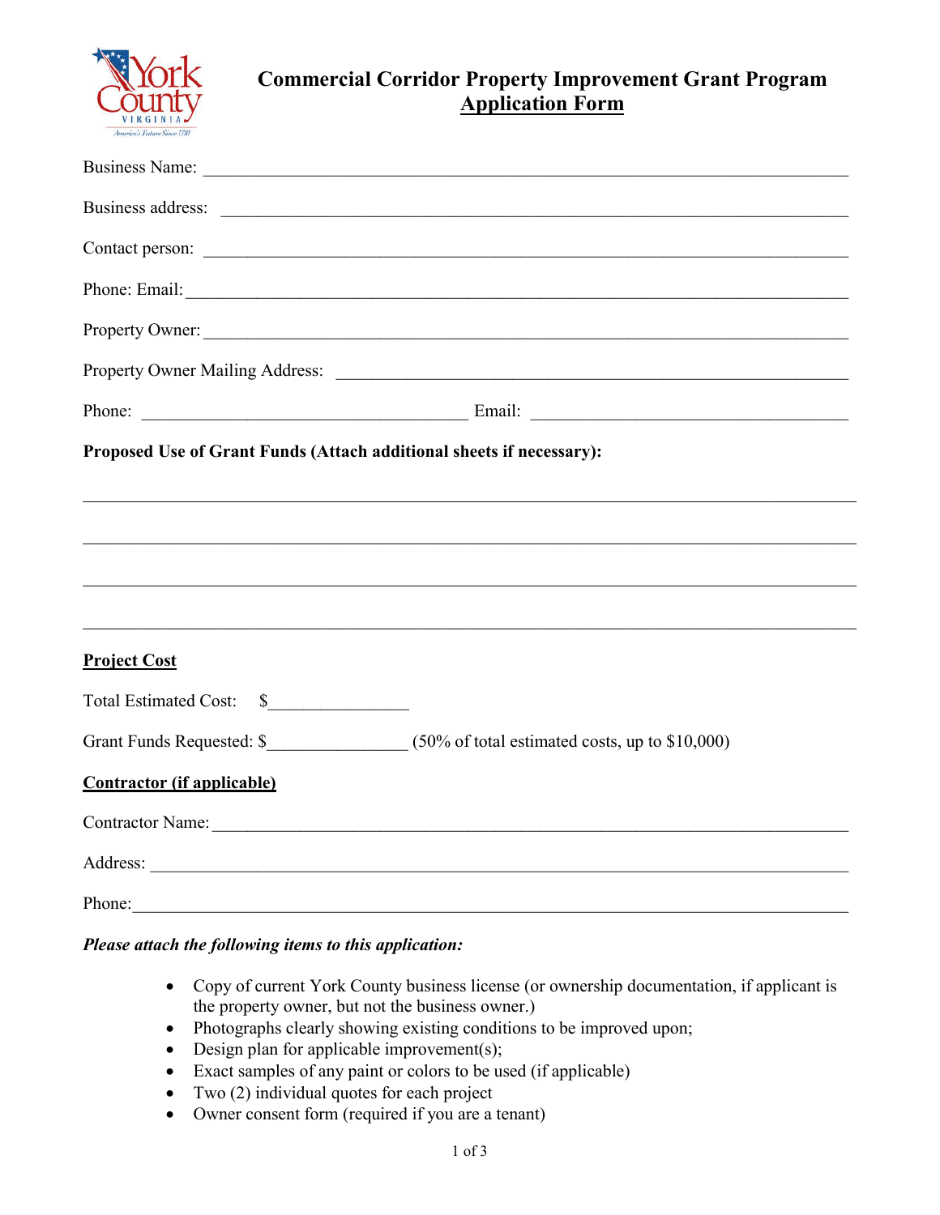# Commercial Corridor Property Improvement Grant Program
## Application Form

Business Name: ___________________________________________________________________________

Business address: _________________________________________________________________________

Contact person: ___________________________________________________________________________

Phone: Email: ____________________________________________________________________________

Property Owner: __________________________________________________________________________

Property Owner Mailing Address: ___________________________________________________________

Phone: _____________________________________ Email: _____________________________________

**Proposed Use of Grant Funds (Attach additional sheets if necessary):**

______________________________________________________________________________________

______________________________________________________________________________________

______________________________________________________________________________________

______________________________________________________________________________________

**Project Cost**

Total Estimated Cost: $_______________

Grant Funds Requested: $_______________ (50% of total estimated costs, up to $10,000)

**Contractor (if applicable)**

Contractor Name: _________________________________________________________________________

Address: _________________________________________________________________________________

Phone: __________________________________________________________________________________

***Please attach the following items to this application:***

- Copy of current York County business license (or ownership documentation, if applicant is the property owner, but not the business owner.)
- Photographs clearly showing existing conditions to be improved upon;
- Design plan for applicable improvement(s);
- Exact samples of any paint or colors to be used (if applicable)
- Two (2) individual quotes for each project
- Owner consent form (required if you are a tenant)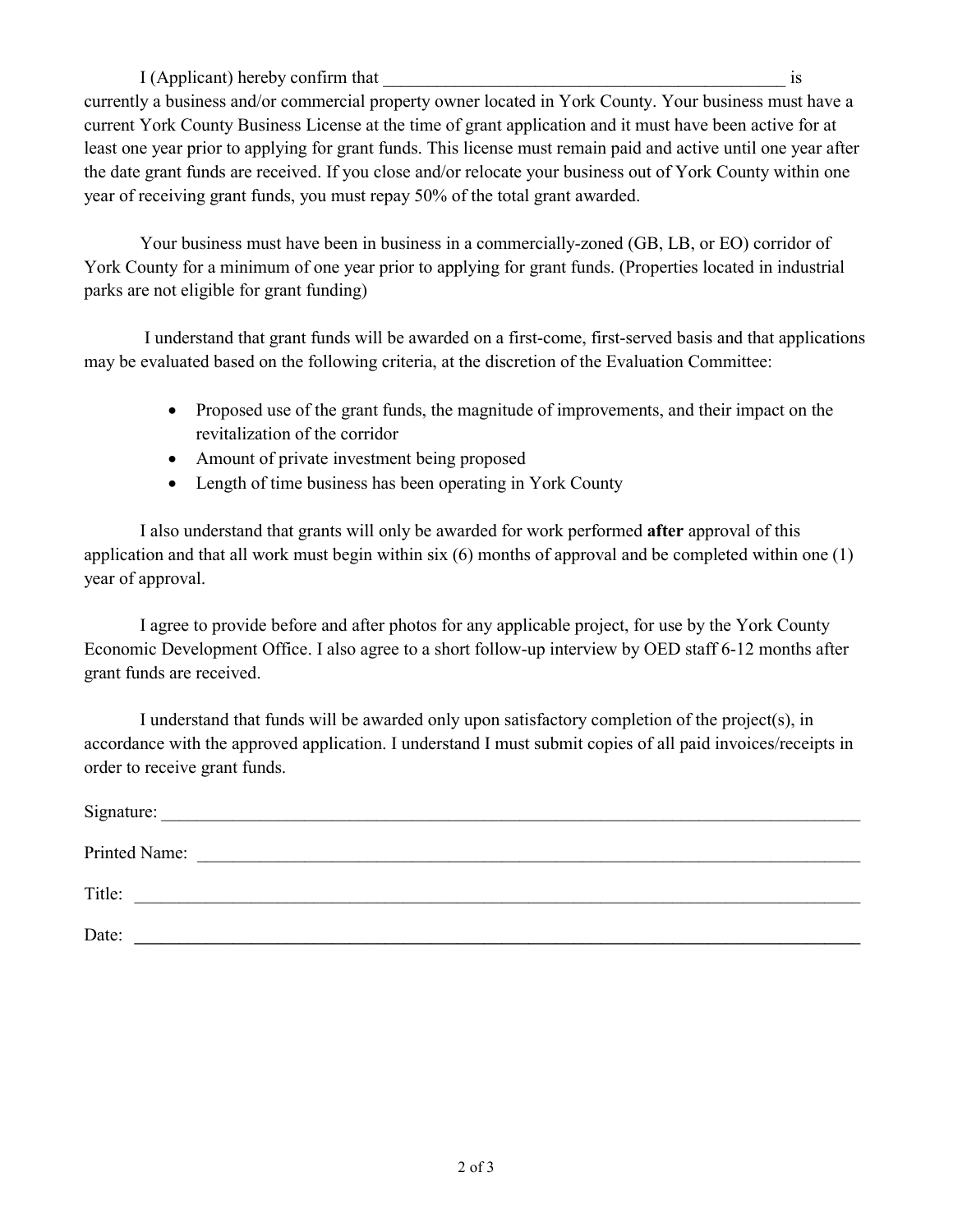I (Applicant) hereby confirm that _______________________________________________ is currently a business and/or commercial property owner located in York County. Your business must have a current York County Business License at the time of grant application and it must have been active for at least one year prior to applying for grant funds. This license must remain paid and active until one year after the date grant funds are received. If you close and/or relocate your business out of York County within one year of receiving grant funds, you must repay 50% of the total grant awarded.

Your business must have been in business in a commercially-zoned (GB, LB, or EO) corridor of York County for a minimum of one year prior to applying for grant funds. (Properties located in industrial parks are not eligible for grant funding)

I understand that grant funds will be awarded on a first-come, first-served basis and that applications may be evaluated based on the following criteria, at the discretion of the Evaluation Committee:

- Proposed use of the grant funds, the magnitude of improvements, and their impact on the revitalization of the corridor
- Amount of private investment being proposed
- Length of time business has been operating in York County

I also understand that grants will only be awarded for work performed **after** approval of this application and that all work must begin within six (6) months of approval and be completed within one (1) year of approval.

I agree to provide before and after photos for any applicable project, for use by the York County Economic Development Office. I also agree to a short follow-up interview by OED staff 6-12 months after grant funds are received.

I understand that funds will be awarded only upon satisfactory completion of the project(s), in accordance with the approved application. I understand I must submit copies of all paid invoices/receipts in order to receive grant funds.

Signature: ____________________________________________________________________________

Printed Name: _________________________________________________________________________

Title: _________________________________________________________________________________

Date: _________________________________________________________________________________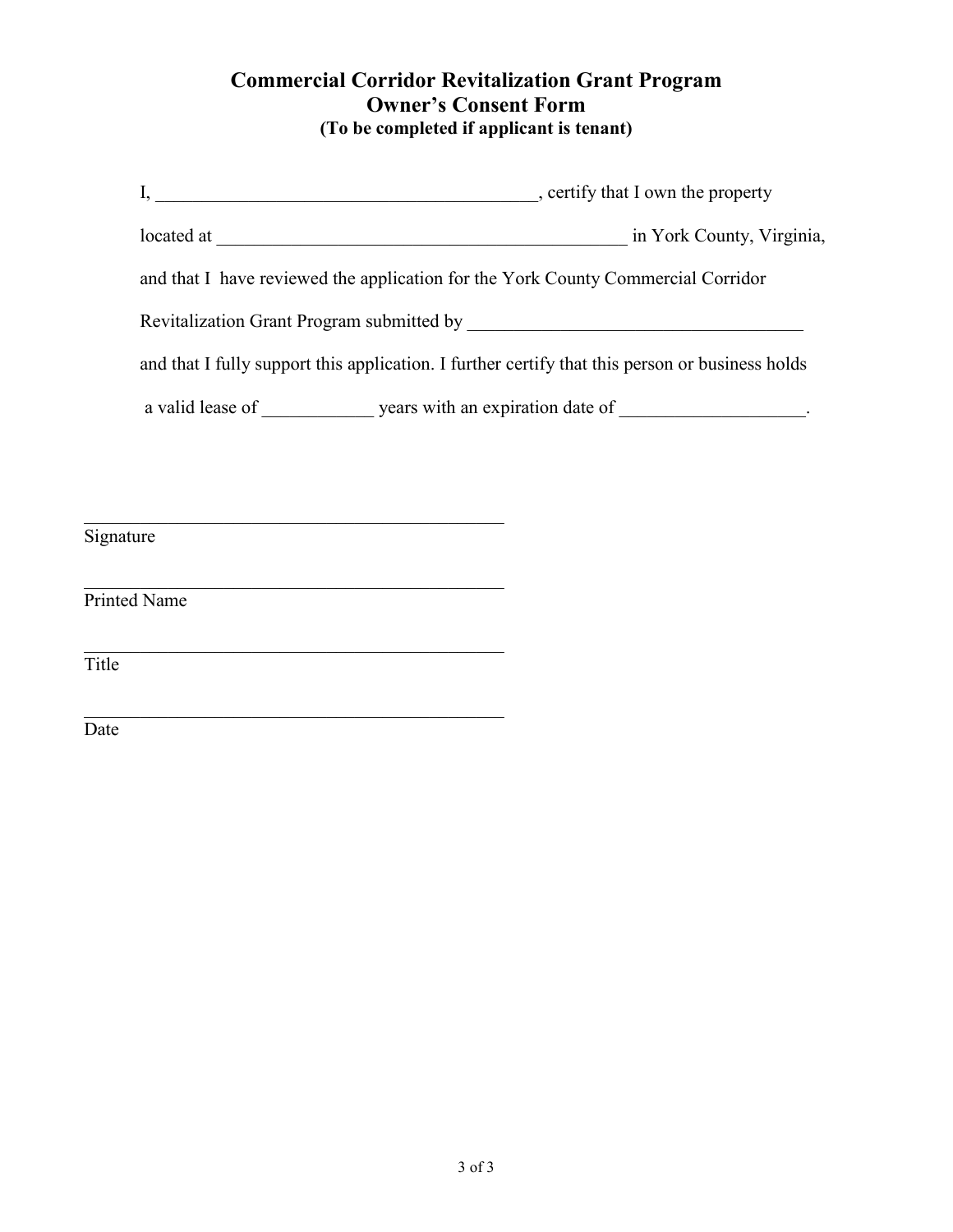# Commercial Corridor Revitalization Grant Program
## Owner's Consent Form
**(To be completed if applicant is tenant)**

I, _________________________________________, certify that I own the property located at _____________________________________________ in York County, Virginia, and that I have reviewed the application for the York County Commercial Corridor Revitalization Grant Program submitted by ____________________________________ and that I fully support this application. I further certify that this person or business holds a valid lease of ____________ years with an expiration date of ___________________.

______________________________________________
Signature

______________________________________________
Printed Name

______________________________________________
Title

______________________________________________
Date